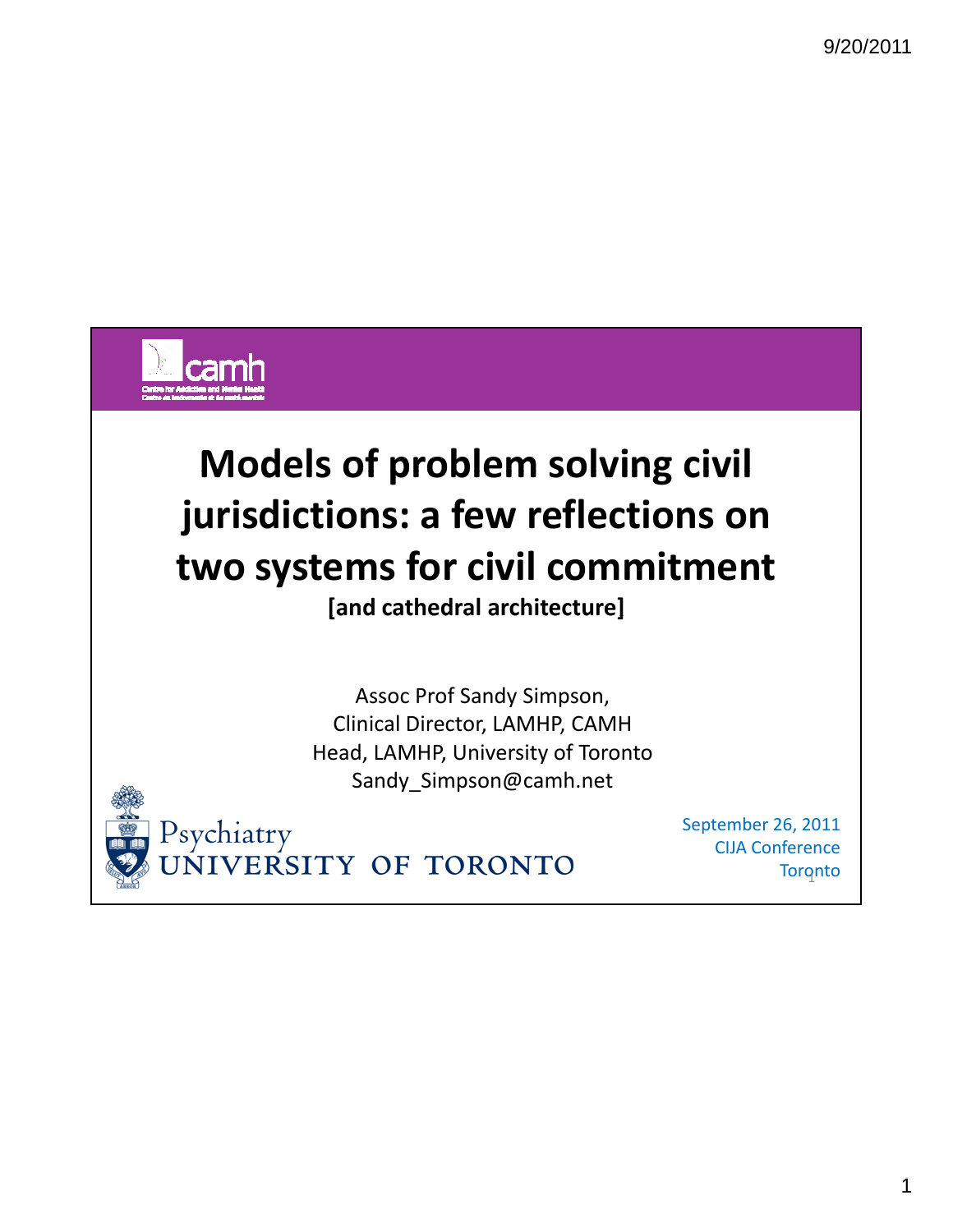# Models of problem solving civil jurisdictions: a few reflections on two systems for civil commitment

**[and cathedral architecture]**

Assoc Prof Sandy Simpson,
Clinical Director, LAMHP, CAMH
Head, LAMHP, University of Toronto
Sandy_Simpson@camh.net

Psychiatry
UNIVERSITY OF TORONTO

September 26, 2011
CIJA Conference
Toronto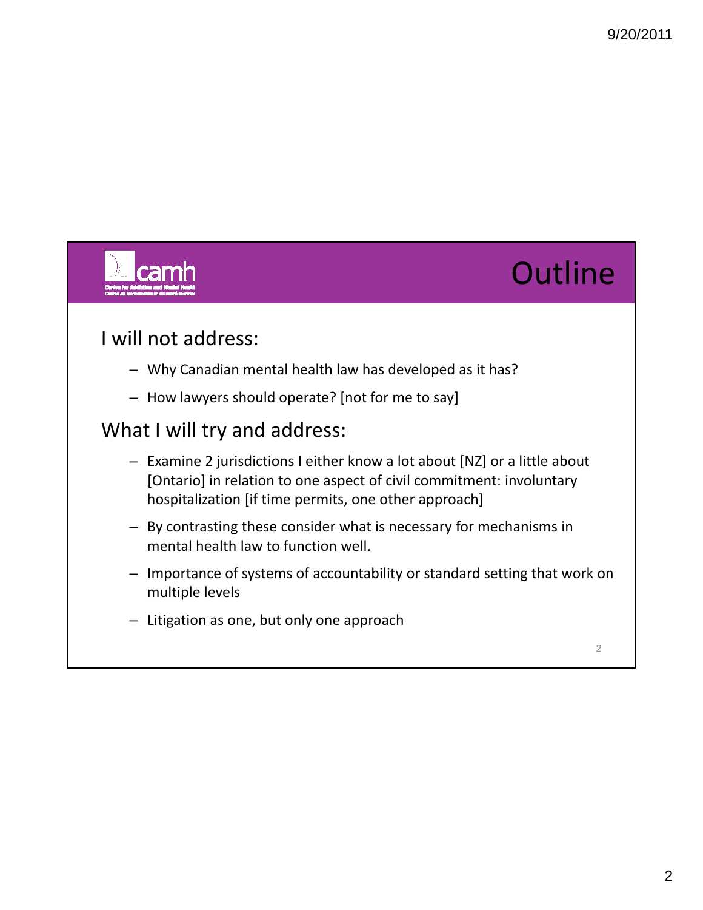# Outline

## I will not address:

- Why Canadian mental health law has developed as it has?
- How lawyers should operate? [not for me to say]

## What I will try and address:

- Examine 2 jurisdictions I either know a lot about [NZ] or a little about [Ontario] in relation to one aspect of civil commitment: involuntary hospitalization [if time permits, one other approach]
- By contrasting these consider what is necessary for mechanisms in mental health law to function well.
- Importance of systems of accountability or standard setting that work on multiple levels
- Litigation as one, but only one approach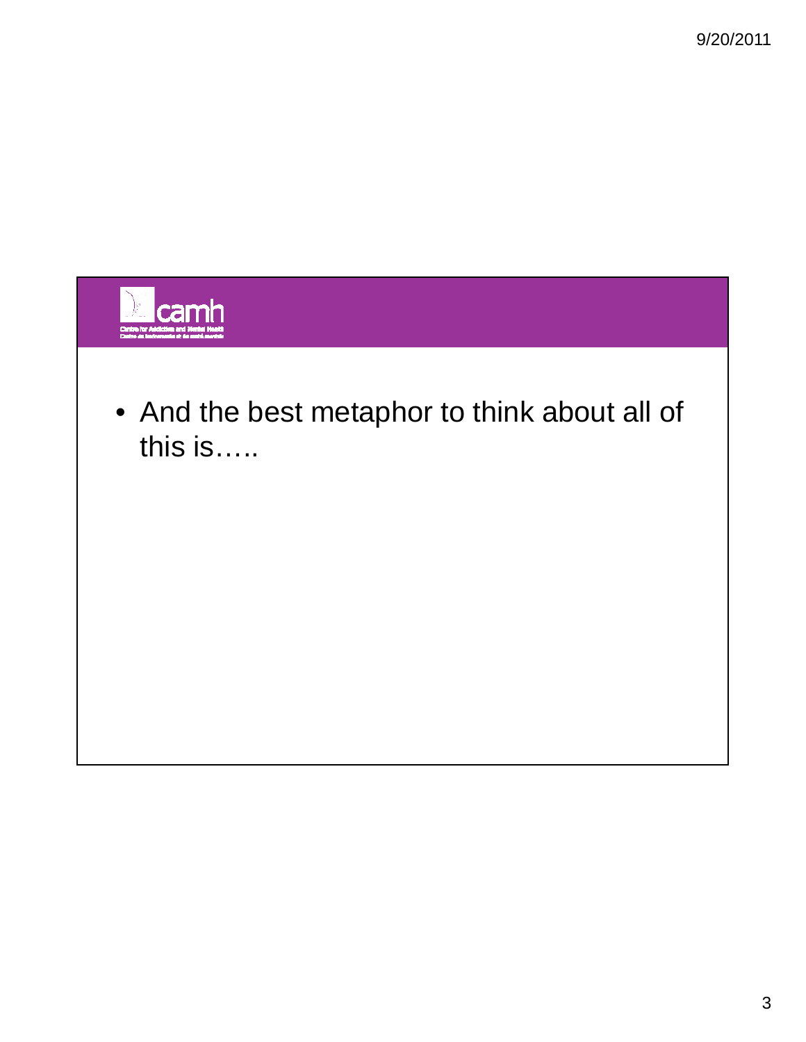- And the best metaphor to think about all of this is…..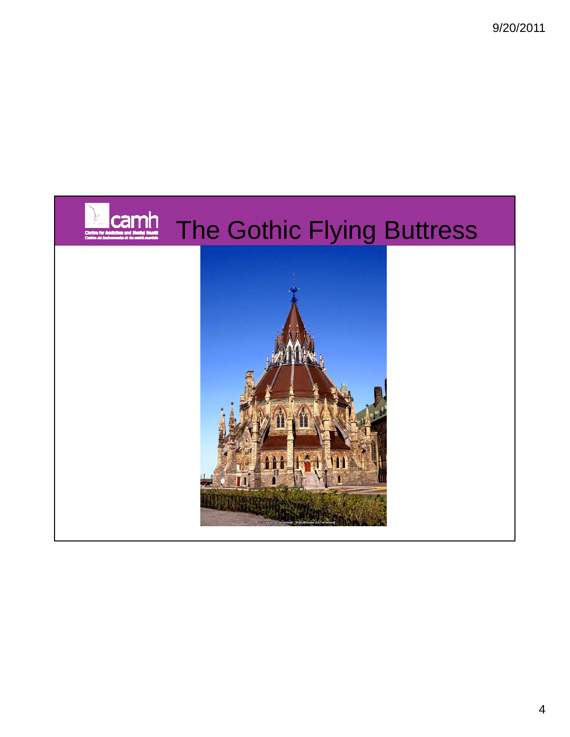# The Gothic Flying Buttress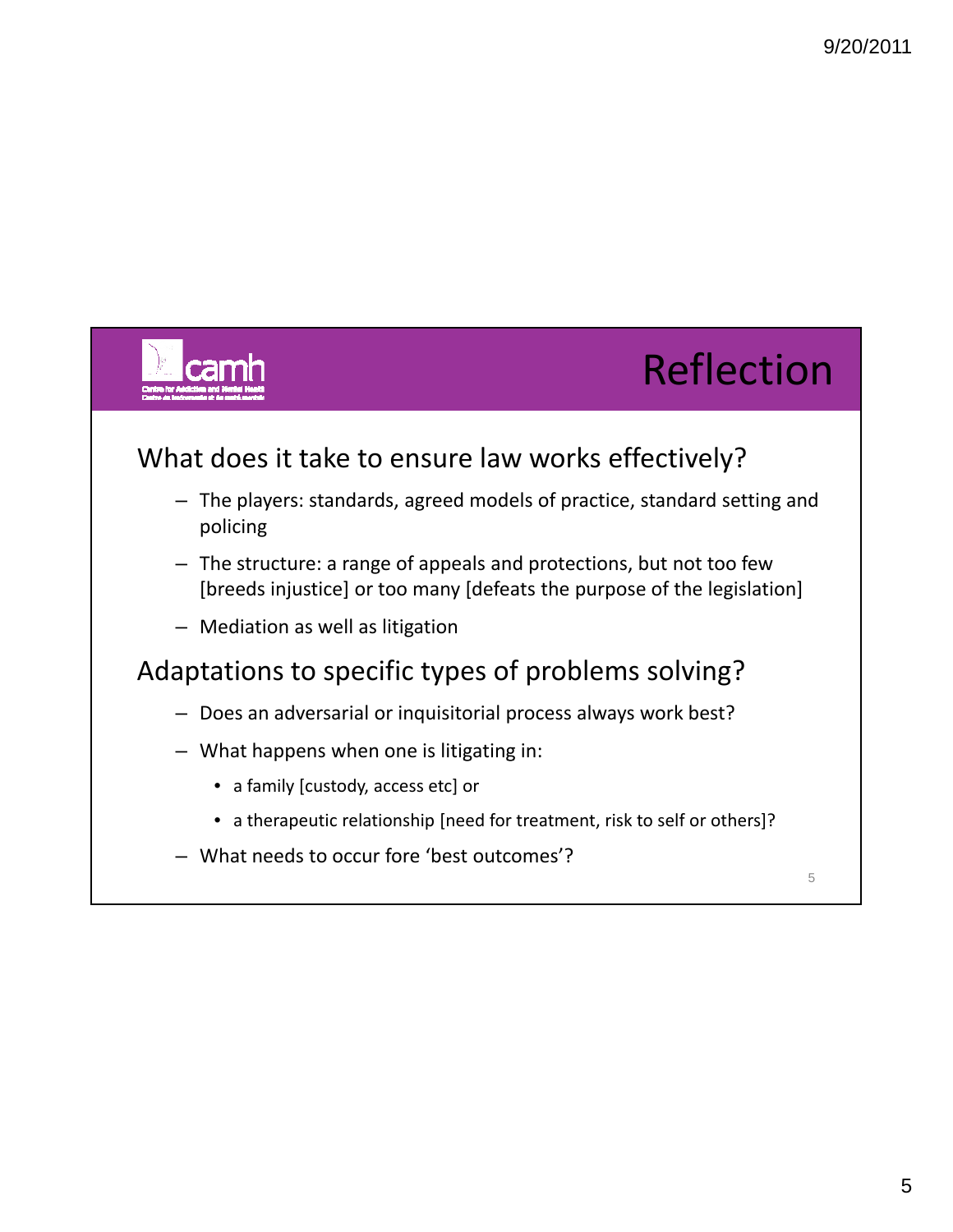# Reflection

## What does it take to ensure law works effectively?

- The players: standards, agreed models of practice, standard setting and policing
- The structure: a range of appeals and protections, but not too few [breeds injustice] or too many [defeats the purpose of the legislation]
- Mediation as well as litigation

## Adaptations to specific types of problems solving?

- Does an adversarial or inquisitorial process always work best?
- What happens when one is litigating in:
  - a family [custody, access etc] or
  - a therapeutic relationship [need for treatment, risk to self or others]?
- What needs to occur fore 'best outcomes'?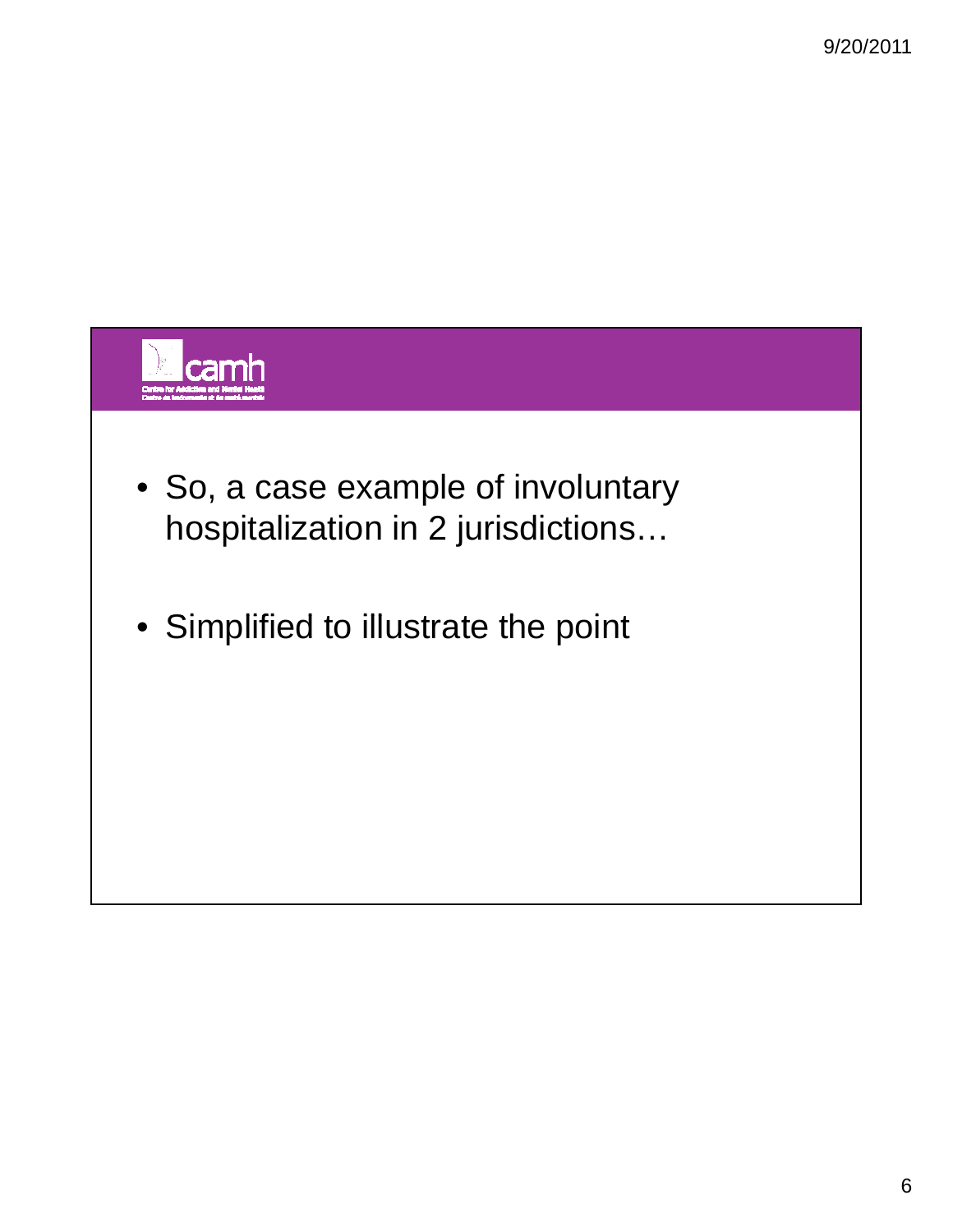- So, a case example of involuntary hospitalization in 2 jurisdictions…
- Simplified to illustrate the point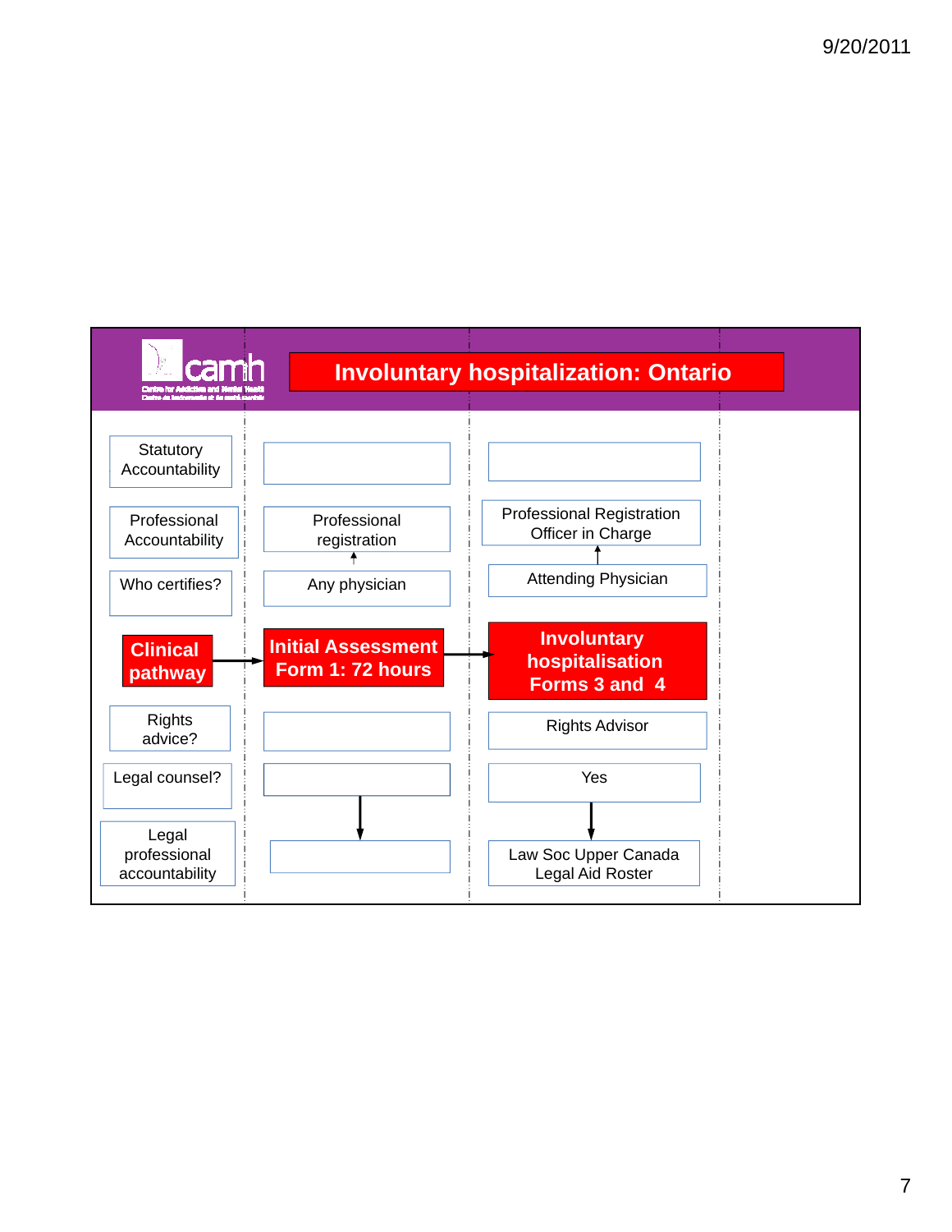# Involuntary hospitalization: Ontario

| | Initial Assessment | Involuntary hospitalisation |
|---|---|---|
| Statutory Accountability | | |
| Professional Accountability | Professional registration | Professional Registration Officer in Charge |
| Who certifies? | Any physician | Attending Physician |
| **Clinical pathway** | **Initial Assessment Form 1: 72 hours** | **Involuntary hospitalisation Forms 3 and 4** |
| Rights advice? | | Rights Advisor |
| Legal counsel? | | Yes |
| Legal professional accountability | | Law Soc Upper Canada Legal Aid Roster |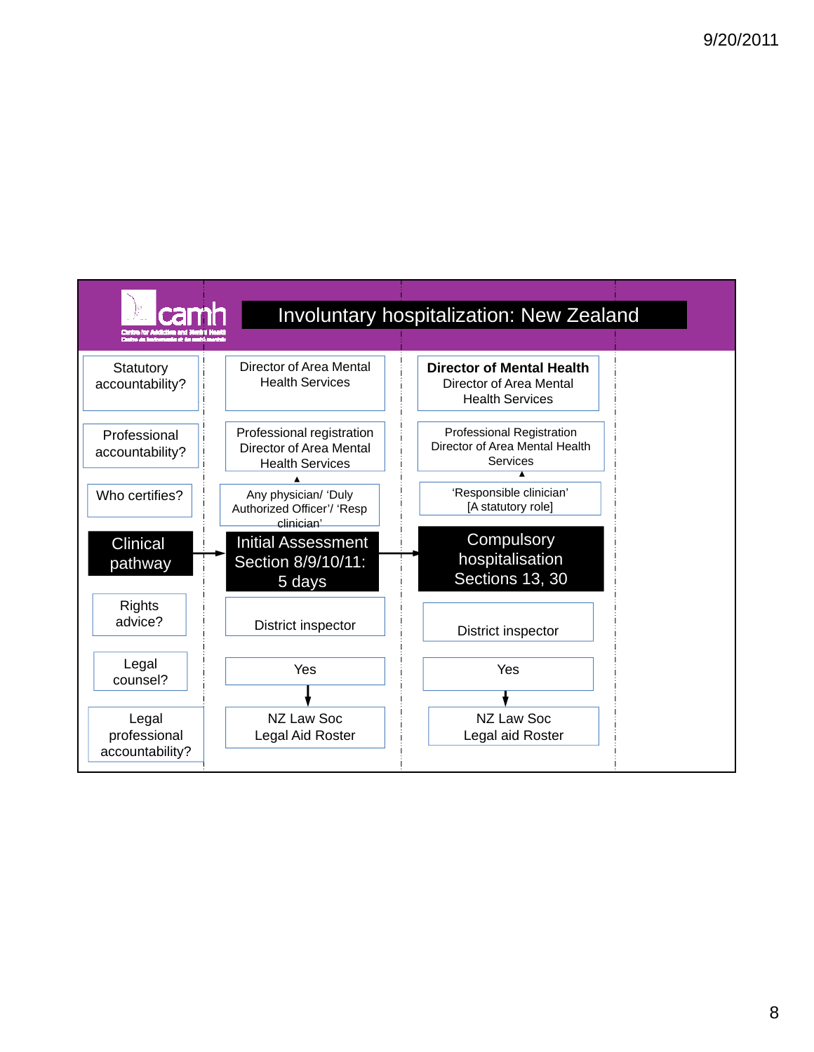# Involuntary hospitalization: New Zealand

| | | |
|---|---|---|
| Statutory accountability? | Director of Area Mental Health Services | **Director of Mental Health** Director of Area Mental Health Services |
| Professional accountability? | Professional registration Director of Area Mental Health Services | Professional Registration Director of Area Mental Health Services |
| Who certifies? | Any physician/ 'Duly Authorized Officer'/ 'Resp clinician' | 'Responsible clinician' [A statutory role] |
| Clinical pathway → | Initial Assessment Section 8/9/10/11: 5 days → | Compulsory hospitalisation Sections 13, 30 |
| Rights advice? | District inspector | District inspector |
| Legal counsel? | Yes | Yes |
| Legal professional accountability? | NZ Law Soc Legal Aid Roster | NZ Law Soc Legal aid Roster |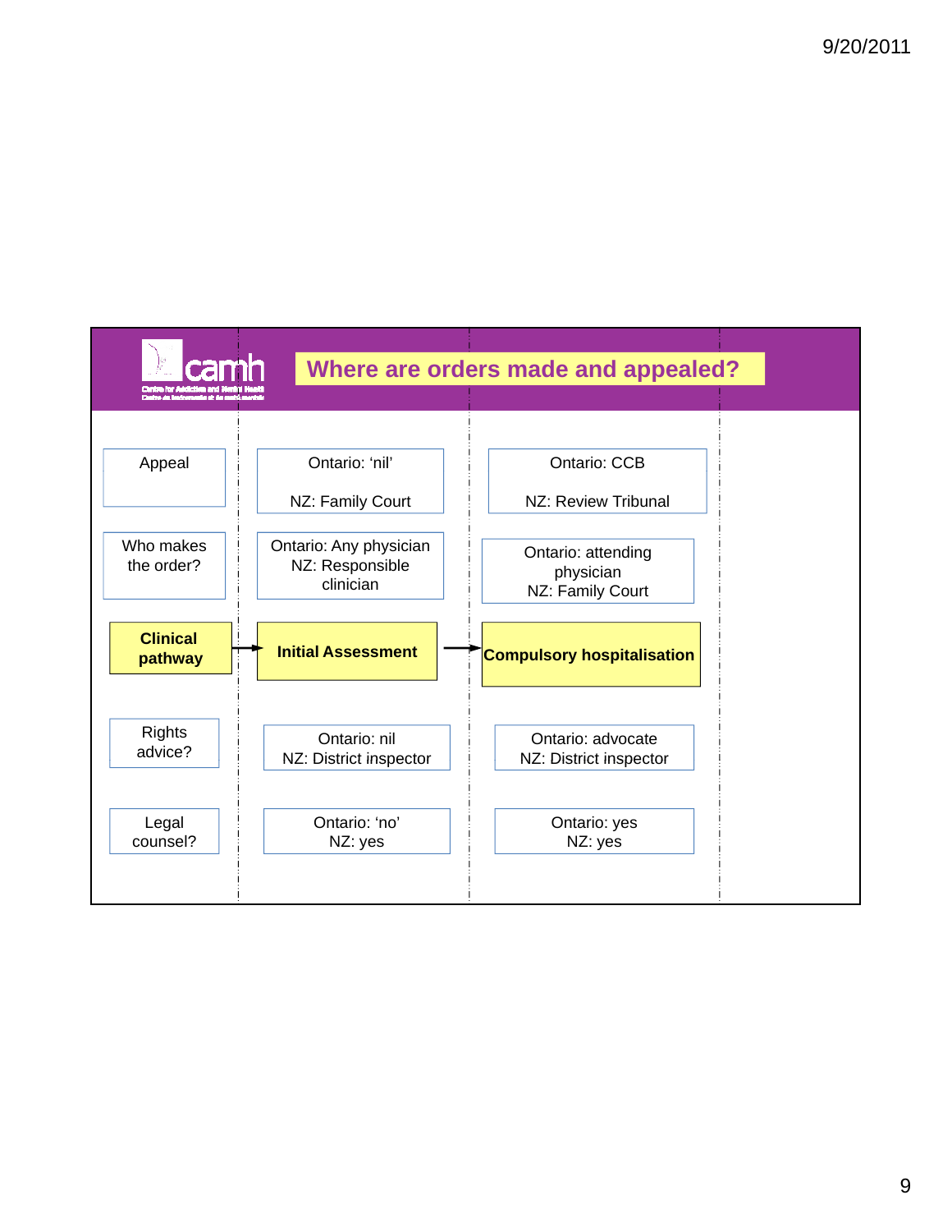# Where are orders made and appealed?

| Clinical pathway | Initial Assessment | Compulsory hospitalisation |
|---|---|---|
| Appeal | Ontario: 'nil'<br>NZ: Family Court | Ontario: CCB<br>NZ: Review Tribunal |
| Who makes the order? | Ontario: Any physician<br>NZ: Responsible clinician | Ontario: attending physician<br>NZ: Family Court |
| Rights advice? | Ontario: nil<br>NZ: District inspector | Ontario: advocate<br>NZ: District inspector |
| Legal counsel? | Ontario: 'no'<br>NZ: yes | Ontario: yes<br>NZ: yes |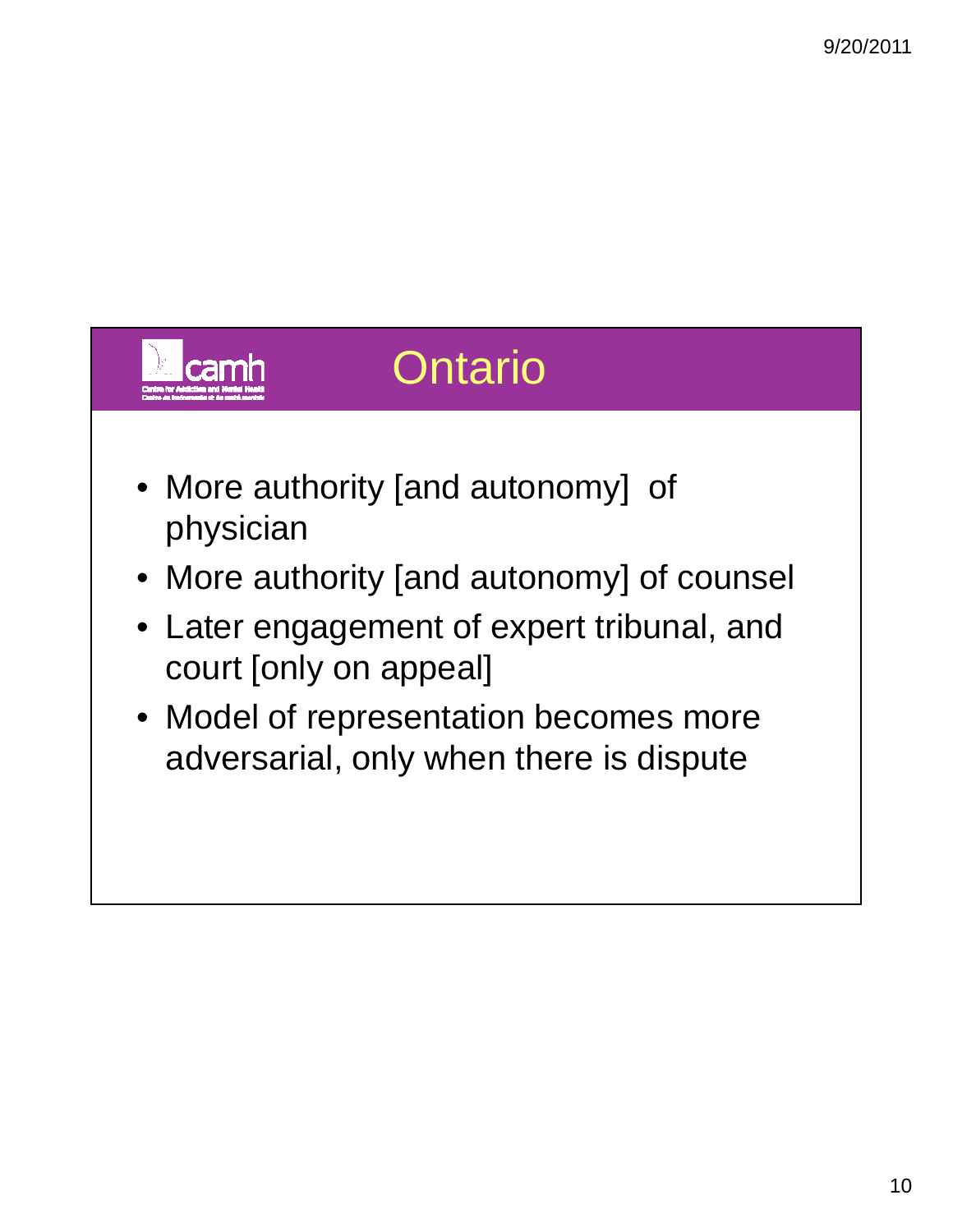# Ontario

- More authority [and autonomy] of physician
- More authority [and autonomy] of counsel
- Later engagement of expert tribunal, and court [only on appeal]
- Model of representation becomes more adversarial, only when there is dispute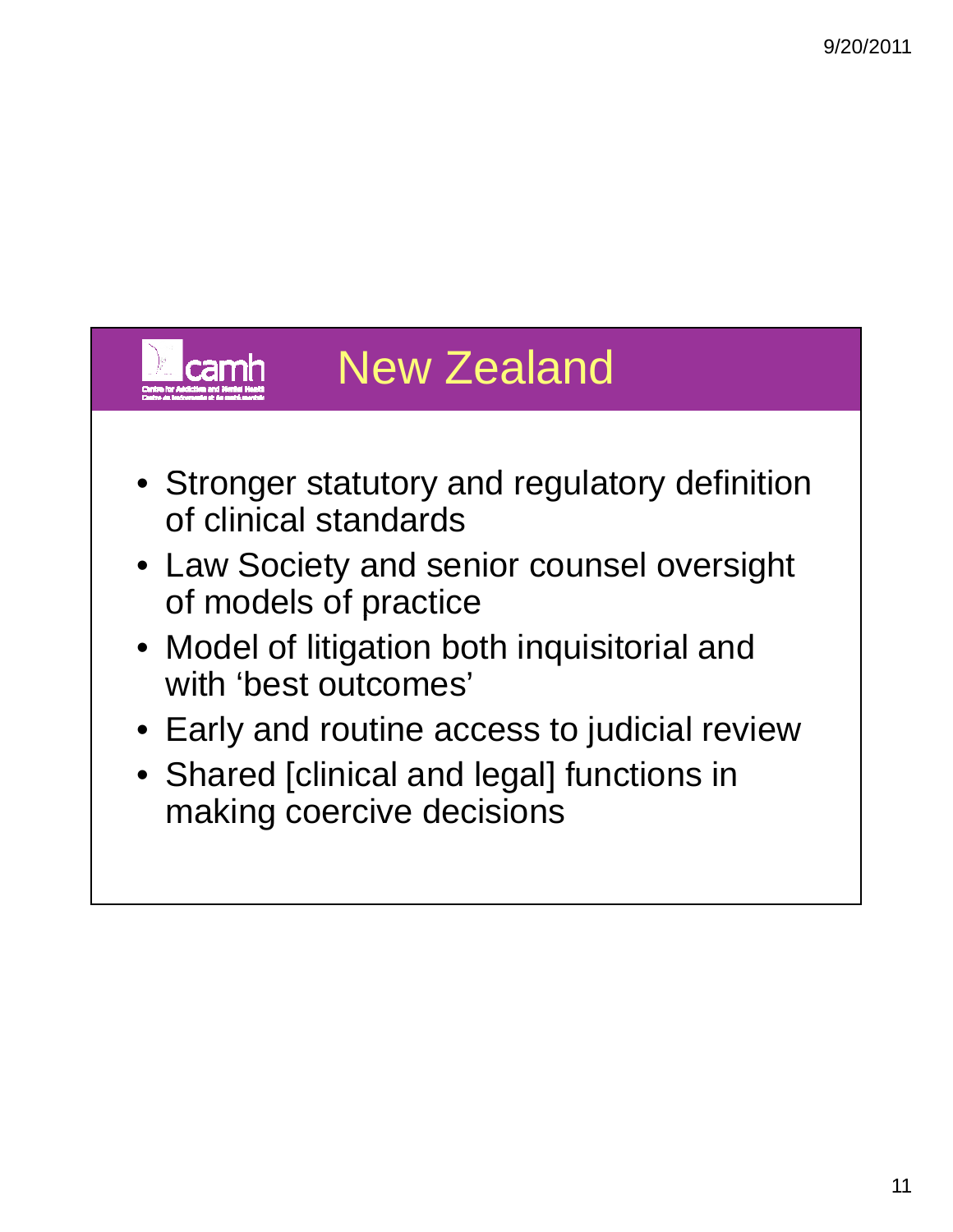# New Zealand

- Stronger statutory and regulatory definition of clinical standards
- Law Society and senior counsel oversight of models of practice
- Model of litigation both inquisitorial and with 'best outcomes'
- Early and routine access to judicial review
- Shared [clinical and legal] functions in making coercive decisions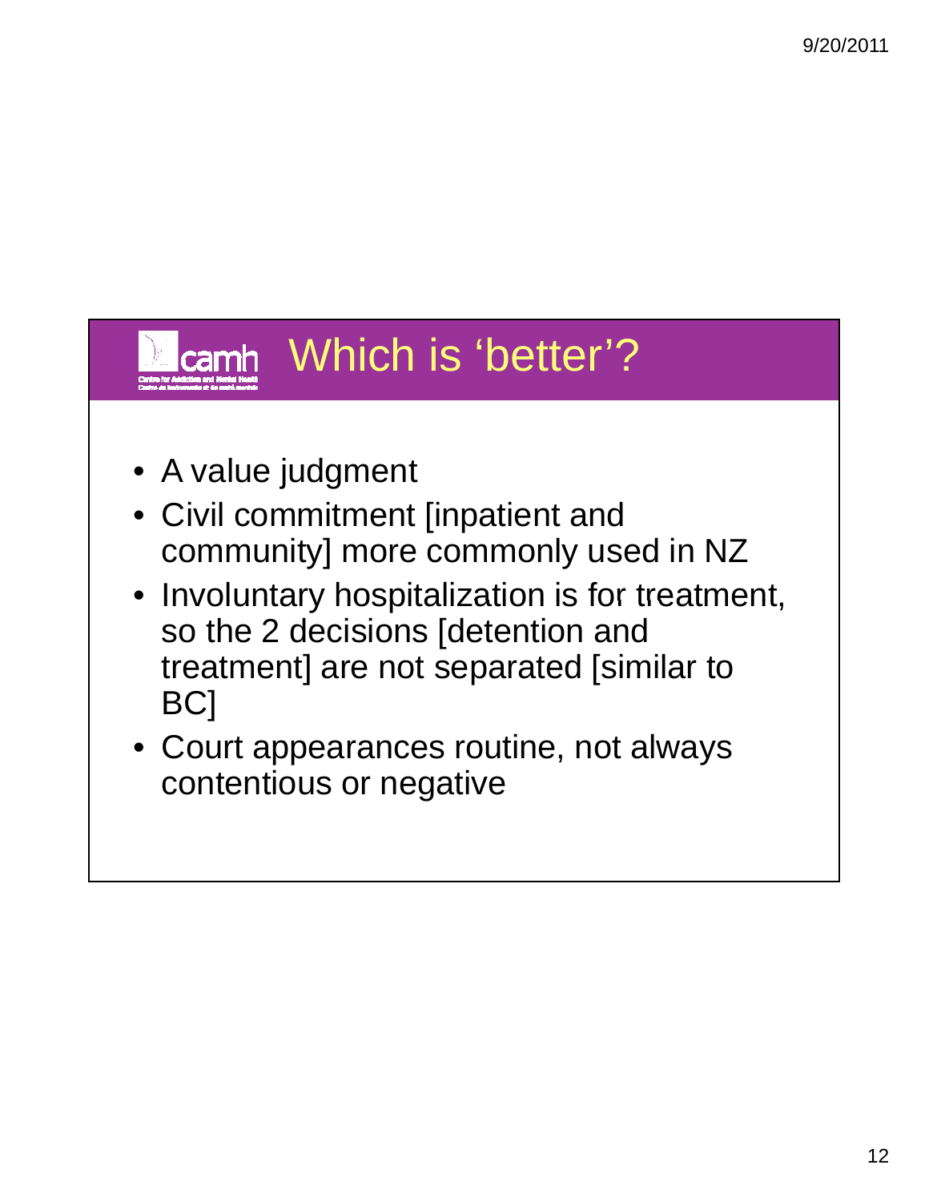# Which is 'better'?

- A value judgment
- Civil commitment [inpatient and community] more commonly used in NZ
- Involuntary hospitalization is for treatment, so the 2 decisions [detention and treatment] are not separated [similar to BC]
- Court appearances routine, not always contentious or negative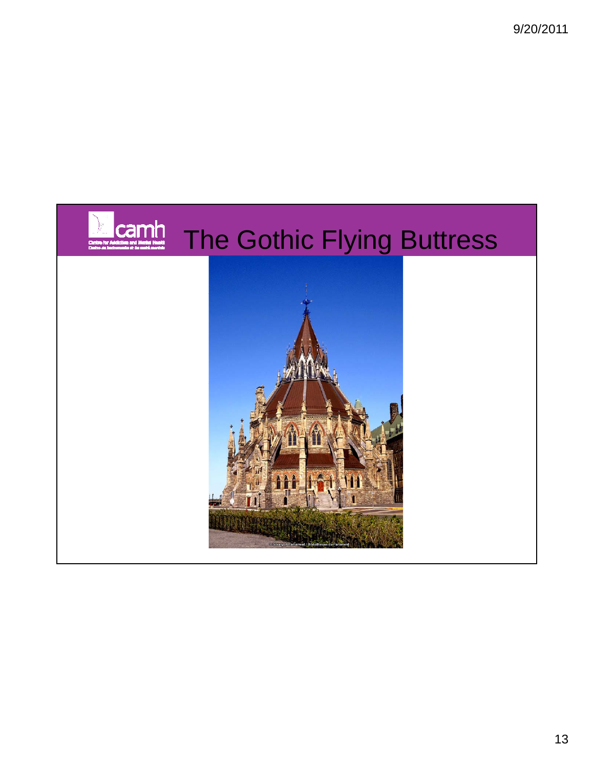# The Gothic Flying Buttress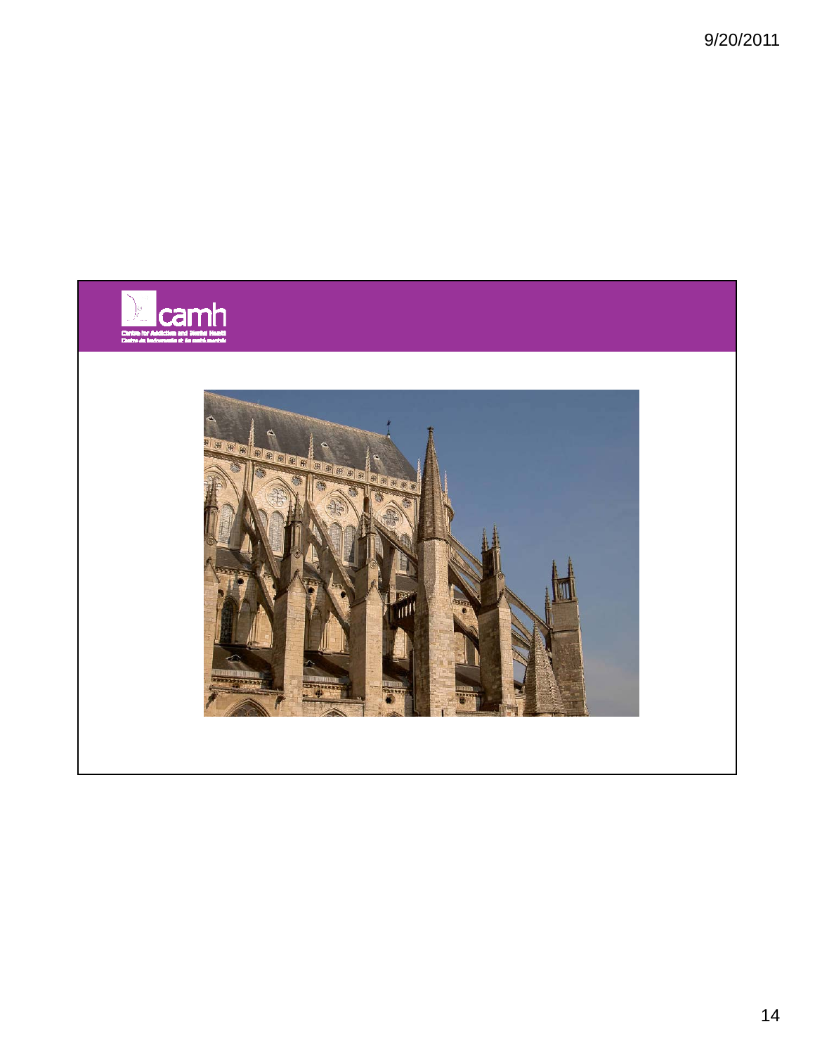camh

Centre for Addiction and Mental Health
Centre de toxicomanie et de santé mentale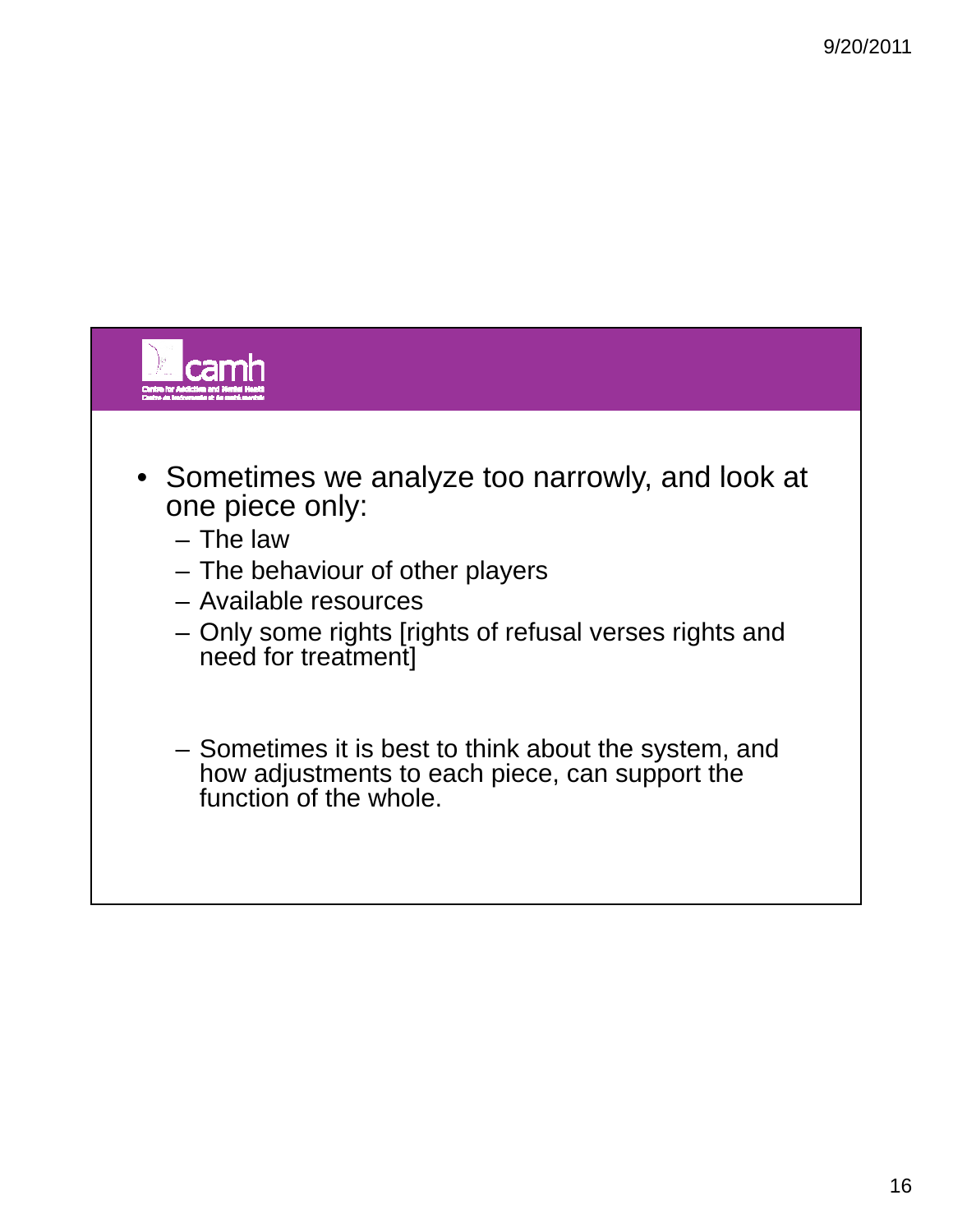- Sometimes we analyze too narrowly, and look at one piece only:
  - The law
  - The behaviour of other players
  - Available resources
  - Only some rights [rights of refusal verses rights and need for treatment]

  - Sometimes it is best to think about the system, and how adjustments to each piece, can support the function of the whole.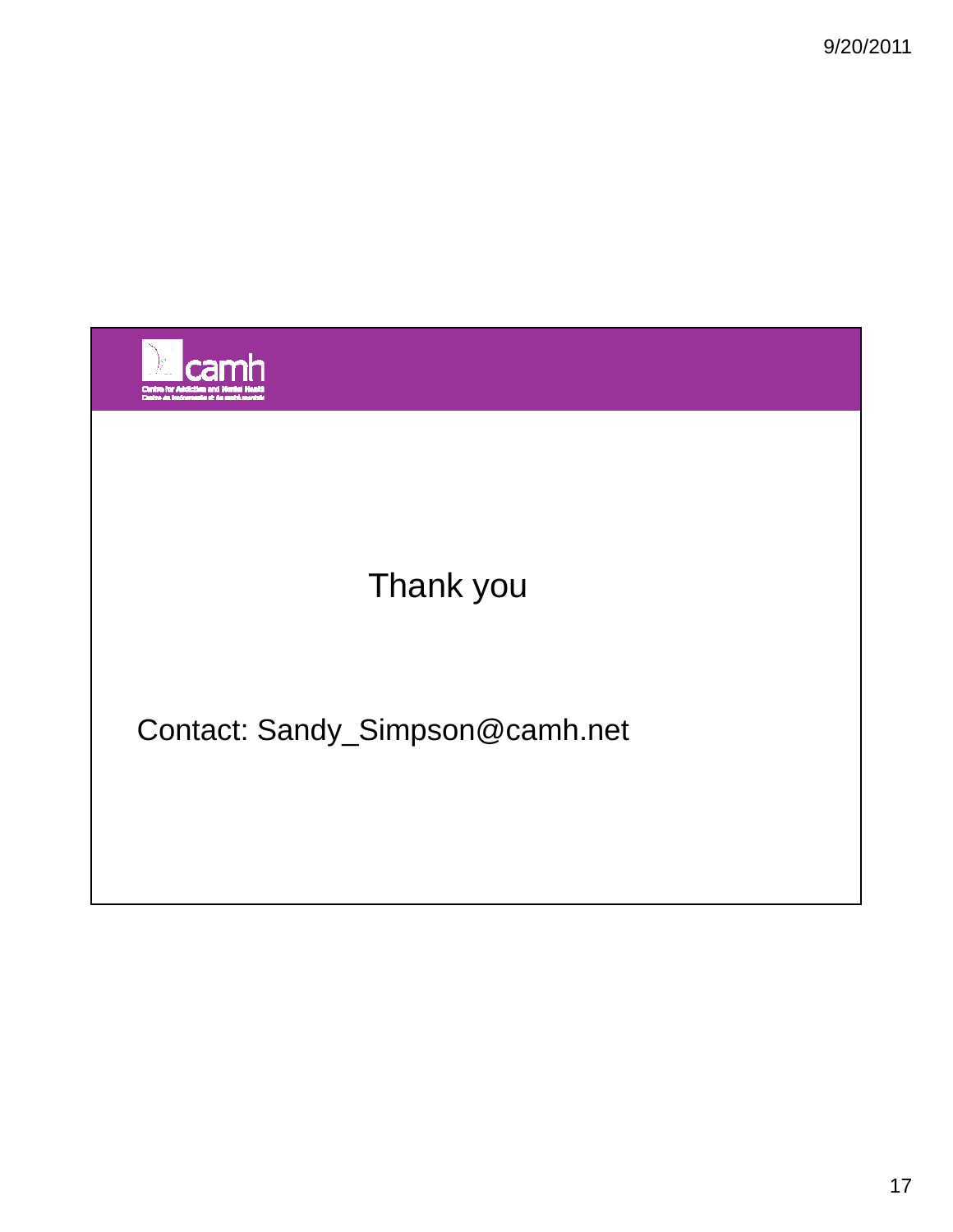Thank you

Contact: Sandy_Simpson@camh.net